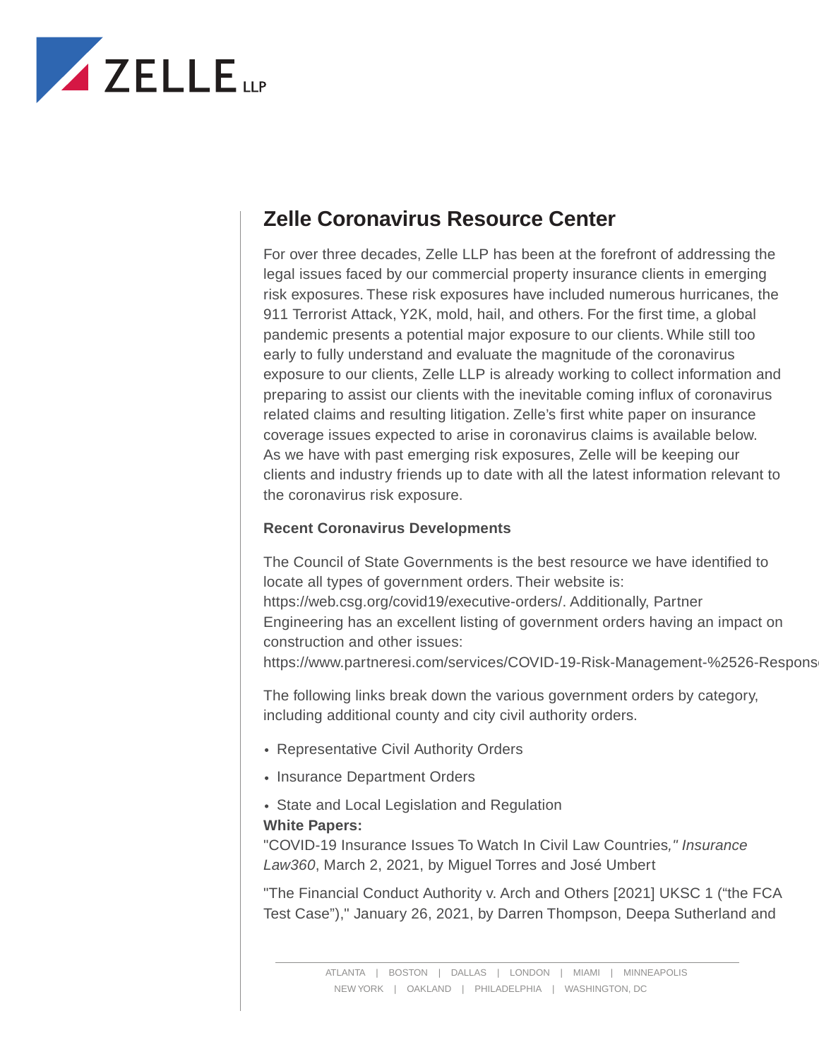# Zelle Coronavirus Resource Center

For over three decades, Zelle LLP has been at the forefront of addressing the legal issues faced by our commercial property insurance clients in emerging risk exposures. These risk exposures have included numerous hurricanes, the 911 Terrorist Attack, Y2K, mold, hail, and others. For the first time, a global pandemic presents a potential major exposure to our clients. While still too early to fully understand and evaluate the magnitude of the coronavirus exposure to our clients, Zelle LLP is already working to collect information and preparing to assist our clients with the inevitable coming influx of coronavirus related claims and resulting litigation. Zelle's first white paper on insurance coverage issues expected to arise in coronavirus claims is available below. As we have with past emerging risk exposures, Zelle will be keeping our clients and industry friends up to date with all the latest information relevant to the coronavirus risk exposure.

### Recent Coronavirus Developments

The Council of State Governments is the best resource we have identified to locate all types of government orders. Their website is: https://web.csg.org/covid19/executive-orders/. Additionally, Partner Engineering has an excellent listing of government orders having an impact on construction and other issues: https://www.partneresi.com/services/COVID-19-Risk-Management-%2526-Respons

The following links break down the various government orders by category, including additional county and city civil authority orders.

- Representative Civil Authority Orders
- Insurance Department Orders
- State and Local Legislation and Regulation

**White Papers:**

"COVID-19 Insurance Issues To Watch In Civil Law Countries*," Insurance Law360*, March 2, 2021, by Miguel Torres and José Umbert

"The Financial Conduct Authority v. Arch and Others [2021] UKSC 1 ("the FCA Test Case")," January 26, 2021, by Darren Thompson, Deepa Sutherland and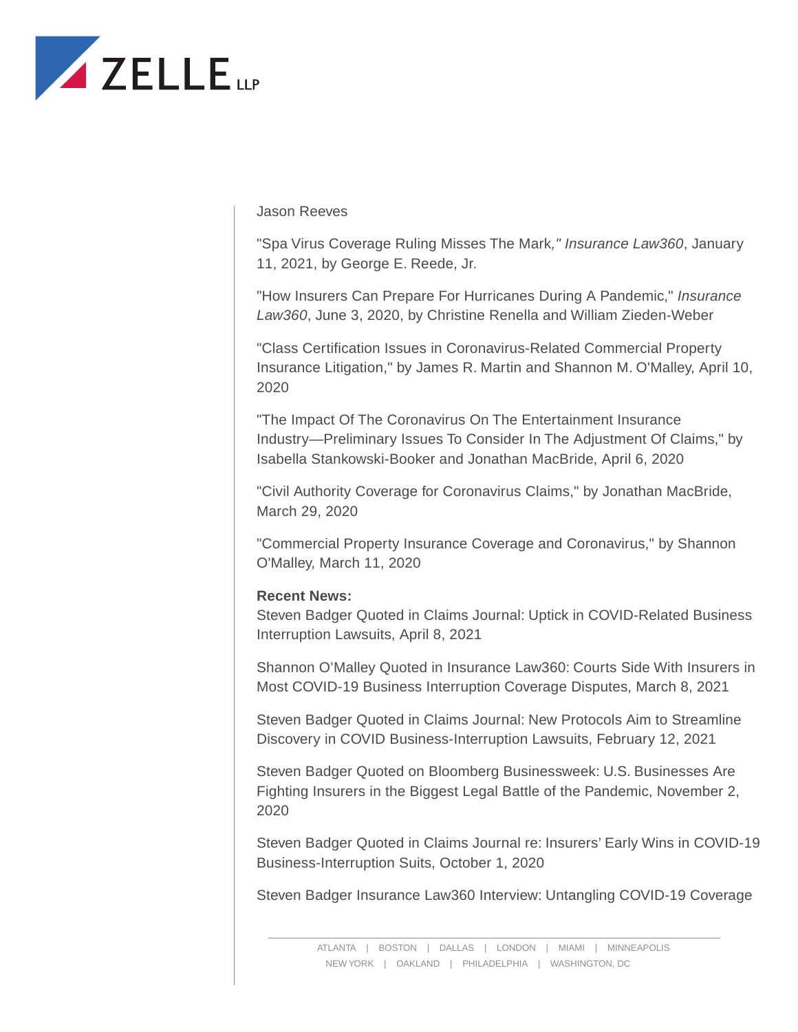Jason Reeves

"Spa Virus Coverage Ruling Misses The Mark*," Insurance Law360*, January 11, 2021, by George E. Reede, Jr.

"How Insurers Can Prepare For Hurricanes During A Pandemic," *Insurance Law360*, June 3, 2020, by Christine Renella and William Zieden-Weber

"Class Certification Issues in Coronavirus-Related Commercial Property Insurance Litigation," by James R. Martin and Shannon M. O'Malley, April 10, 2020

"The Impact Of The Coronavirus On The Entertainment Insurance Industry—Preliminary Issues To Consider In The Adjustment Of Claims," by Isabella Stankowski-Booker and Jonathan MacBride, April 6, 2020

"Civil Authority Coverage for Coronavirus Claims," by Jonathan MacBride, March 29, 2020

"Commercial Property Insurance Coverage and Coronavirus," by Shannon O'Malley, March 11, 2020

**Recent News:**

Steven Badger Quoted in Claims Journal: Uptick in COVID-Related Business Interruption Lawsuits, April 8, 2021

Shannon O'Malley Quoted in Insurance Law360: Courts Side With Insurers in Most COVID-19 Business Interruption Coverage Disputes, March 8, 2021

Steven Badger Quoted in Claims Journal: New Protocols Aim to Streamline Discovery in COVID Business-Interruption Lawsuits, February 12, 2021

Steven Badger Quoted on Bloomberg Businessweek: U.S. Businesses Are Fighting Insurers in the Biggest Legal Battle of the Pandemic, November 2, 2020

Steven Badger Quoted in Claims Journal re: Insurers' Early Wins in COVID-19 Business-Interruption Suits, October 1, 2020

Steven Badger Insurance Law360 Interview: Untangling COVID-19 Coverage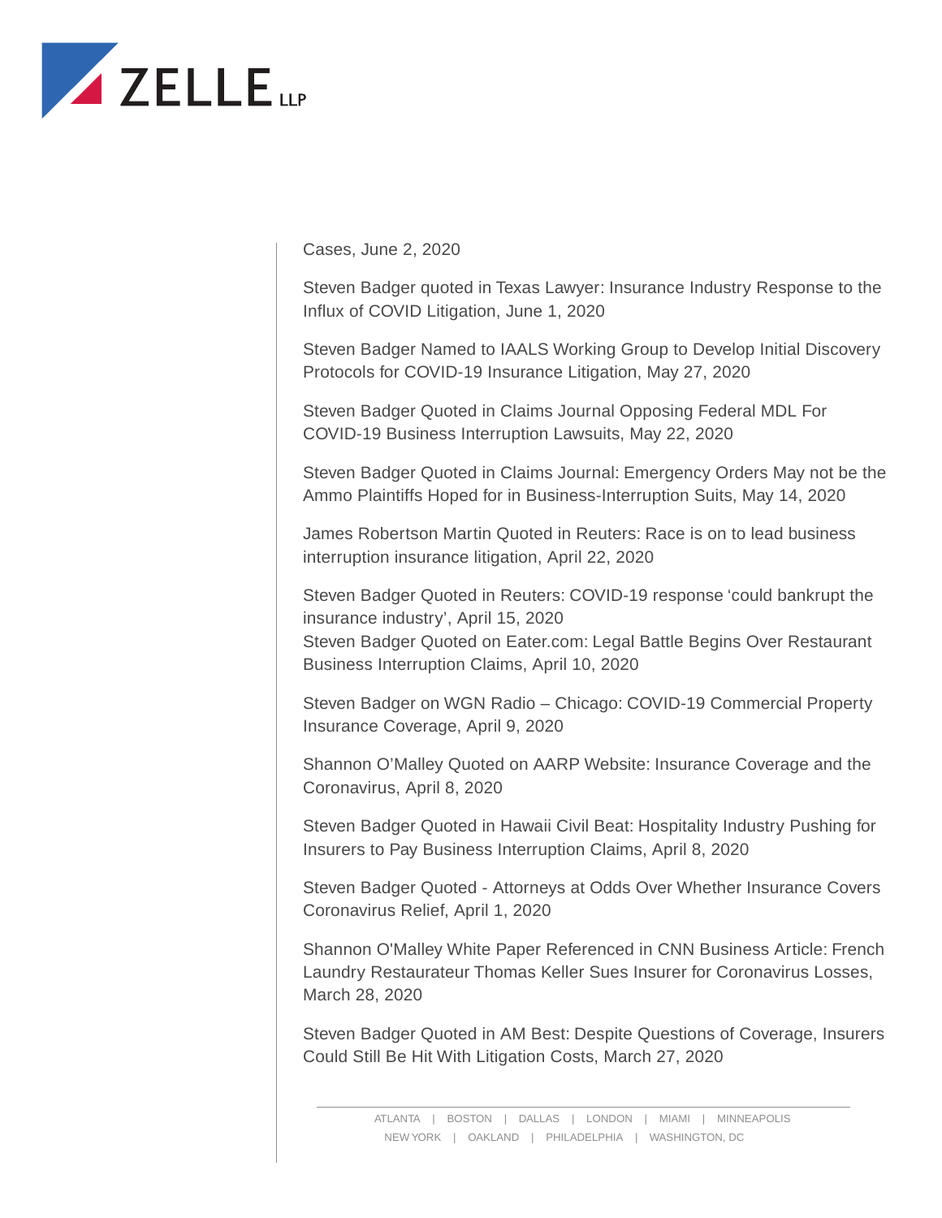Cases, June 2, 2020

Steven Badger quoted in Texas Lawyer: Insurance Industry Response to the Influx of COVID Litigation, June 1, 2020

Steven Badger Named to IAALS Working Group to Develop Initial Discovery Protocols for COVID-19 Insurance Litigation, May 27, 2020

Steven Badger Quoted in Claims Journal Opposing Federal MDL For COVID-19 Business Interruption Lawsuits, May 22, 2020

Steven Badger Quoted in Claims Journal: Emergency Orders May not be the Ammo Plaintiffs Hoped for in Business-Interruption Suits, May 14, 2020

James Robertson Martin Quoted in Reuters: Race is on to lead business interruption insurance litigation, April 22, 2020

Steven Badger Quoted in Reuters: COVID-19 response 'could bankrupt the insurance industry', April 15, 2020
Steven Badger Quoted on Eater.com: Legal Battle Begins Over Restaurant Business Interruption Claims, April 10, 2020

Steven Badger on WGN Radio – Chicago: COVID-19 Commercial Property Insurance Coverage, April 9, 2020

Shannon O'Malley Quoted on AARP Website: Insurance Coverage and the Coronavirus, April 8, 2020

Steven Badger Quoted in Hawaii Civil Beat: Hospitality Industry Pushing for Insurers to Pay Business Interruption Claims, April 8, 2020

Steven Badger Quoted - Attorneys at Odds Over Whether Insurance Covers Coronavirus Relief, April 1, 2020

Shannon O'Malley White Paper Referenced in CNN Business Article: French Laundry Restaurateur Thomas Keller Sues Insurer for Coronavirus Losses, March 28, 2020

Steven Badger Quoted in AM Best: Despite Questions of Coverage, Insurers Could Still Be Hit With Litigation Costs, March 27, 2020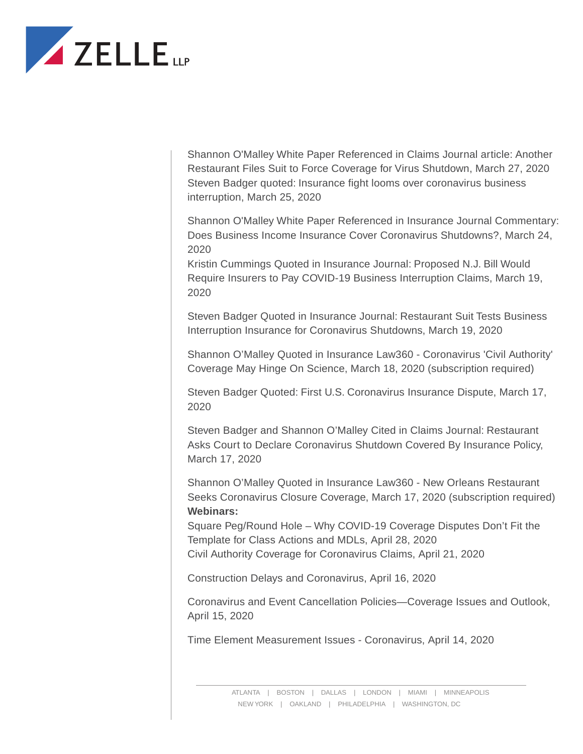Shannon O'Malley White Paper Referenced in Claims Journal article: Another Restaurant Files Suit to Force Coverage for Virus Shutdown, March 27, 2020
Steven Badger quoted: Insurance fight looms over coronavirus business interruption, March 25, 2020

Shannon O'Malley White Paper Referenced in Insurance Journal Commentary: Does Business Income Insurance Cover Coronavirus Shutdowns?, March 24, 2020
Kristin Cummings Quoted in Insurance Journal: Proposed N.J. Bill Would Require Insurers to Pay COVID-19 Business Interruption Claims, March 19, 2020

Steven Badger Quoted in Insurance Journal: Restaurant Suit Tests Business Interruption Insurance for Coronavirus Shutdowns, March 19, 2020

Shannon O'Malley Quoted in Insurance Law360 - Coronavirus 'Civil Authority' Coverage May Hinge On Science, March 18, 2020 (subscription required)

Steven Badger Quoted: First U.S. Coronavirus Insurance Dispute, March 17, 2020

Steven Badger and Shannon O'Malley Cited in Claims Journal: Restaurant Asks Court to Declare Coronavirus Shutdown Covered By Insurance Policy, March 17, 2020

Shannon O'Malley Quoted in Insurance Law360 - New Orleans Restaurant Seeks Coronavirus Closure Coverage, March 17, 2020 (subscription required)

**Webinars:**

Square Peg/Round Hole – Why COVID-19 Coverage Disputes Don't Fit the Template for Class Actions and MDLs, April 28, 2020
Civil Authority Coverage for Coronavirus Claims, April 21, 2020

Construction Delays and Coronavirus, April 16, 2020

Coronavirus and Event Cancellation Policies—Coverage Issues and Outlook, April 15, 2020

Time Element Measurement Issues - Coronavirus, April 14, 2020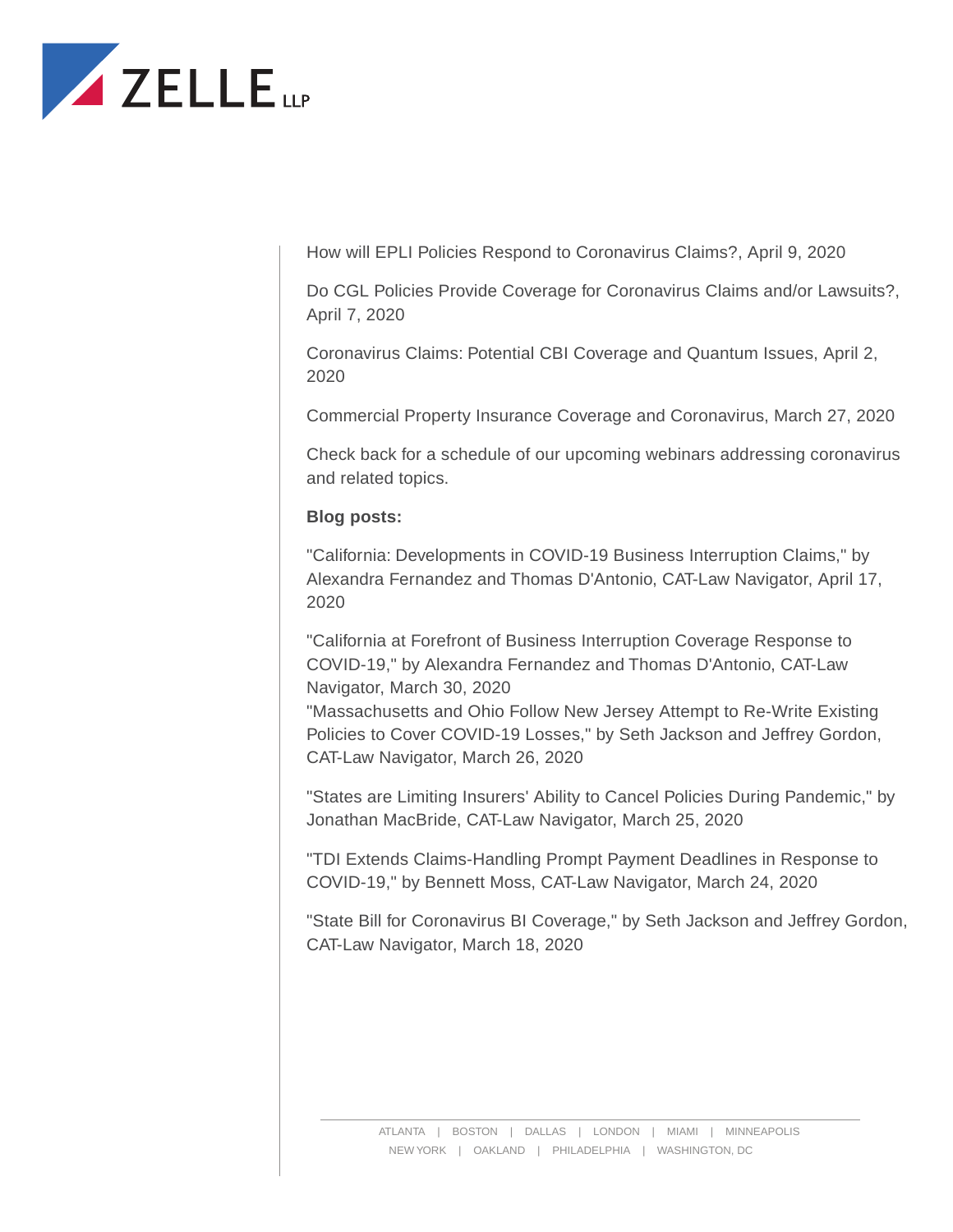How will EPLI Policies Respond to Coronavirus Claims?, April 9, 2020

Do CGL Policies Provide Coverage for Coronavirus Claims and/or Lawsuits?, April 7, 2020

Coronavirus Claims: Potential CBI Coverage and Quantum Issues, April 2, 2020

Commercial Property Insurance Coverage and Coronavirus, March 27, 2020

Check back for a schedule of our upcoming webinars addressing coronavirus and related topics.

**Blog posts:**

"California: Developments in COVID-19 Business Interruption Claims," by Alexandra Fernandez and Thomas D'Antonio, CAT-Law Navigator, April 17, 2020

"California at Forefront of Business Interruption Coverage Response to COVID-19," by Alexandra Fernandez and Thomas D'Antonio, CAT-Law Navigator, March 30, 2020

"Massachusetts and Ohio Follow New Jersey Attempt to Re-Write Existing Policies to Cover COVID-19 Losses," by Seth Jackson and Jeffrey Gordon, CAT-Law Navigator, March 26, 2020

"States are Limiting Insurers' Ability to Cancel Policies During Pandemic," by Jonathan MacBride, CAT-Law Navigator, March 25, 2020

"TDI Extends Claims-Handling Prompt Payment Deadlines in Response to COVID-19," by Bennett Moss, CAT-Law Navigator, March 24, 2020

"State Bill for Coronavirus BI Coverage," by Seth Jackson and Jeffrey Gordon, CAT-Law Navigator, March 18, 2020